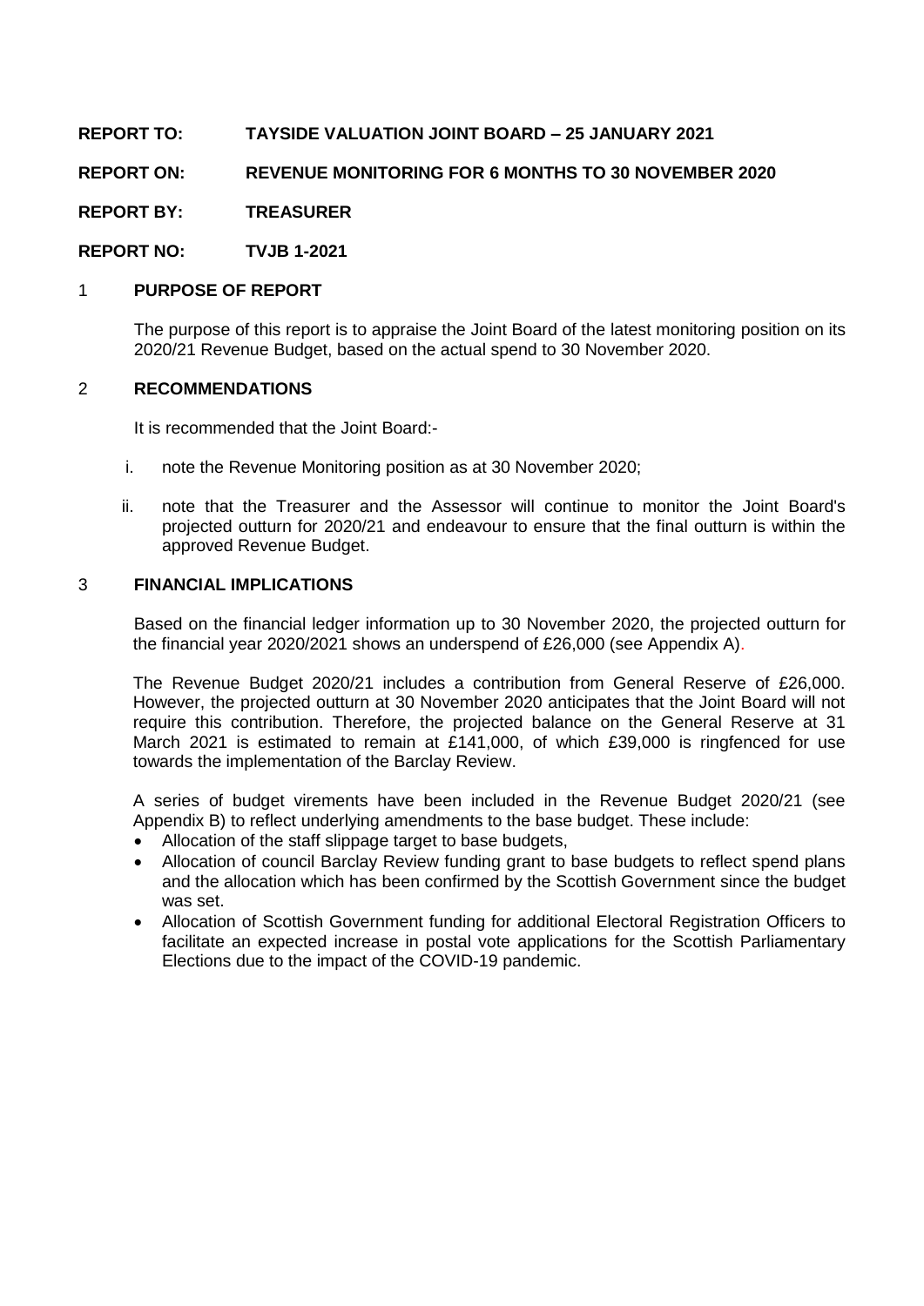**REPORT TO: TAYSIDE VALUATION JOINT BOARD – 25 JANUARY 2021**

**REPORT ON: REVENUE MONITORING FOR 6 MONTHS TO 30 NOVEMBER 2020**

**REPORT BY: TREASURER**

**REPORT NO: TVJB 1-2021**

## 1 PURPOSE OF REPORT

The purpose of this report is to appraise the Joint Board of the latest monitoring position on its 2020/21 Revenue Budget, based on the actual spend to 30 November 2020.

## 2 RECOMMENDATIONS

It is recommended that the Joint Board:-

i. note the Revenue Monitoring position as at 30 November 2020;

ii. note that the Treasurer and the Assessor will continue to monitor the Joint Board's projected outturn for 2020/21 and endeavour to ensure that the final outturn is within the approved Revenue Budget.

## 3 FINANCIAL IMPLICATIONS

Based on the financial ledger information up to 30 November 2020, the projected outturn for the financial year 2020/2021 shows an underspend of £26,000 (see Appendix A).

The Revenue Budget 2020/21 includes a contribution from General Reserve of £26,000. However, the projected outturn at 30 November 2020 anticipates that the Joint Board will not require this contribution. Therefore, the projected balance on the General Reserve at 31 March 2021 is estimated to remain at £141,000, of which £39,000 is ringfenced for use towards the implementation of the Barclay Review.

A series of budget virements have been included in the Revenue Budget 2020/21 (see Appendix B) to reflect underlying amendments to the base budget. These include:

- Allocation of the staff slippage target to base budgets,
- Allocation of council Barclay Review funding grant to base budgets to reflect spend plans and the allocation which has been confirmed by the Scottish Government since the budget was set.
- Allocation of Scottish Government funding for additional Electoral Registration Officers to facilitate an expected increase in postal vote applications for the Scottish Parliamentary Elections due to the impact of the COVID-19 pandemic.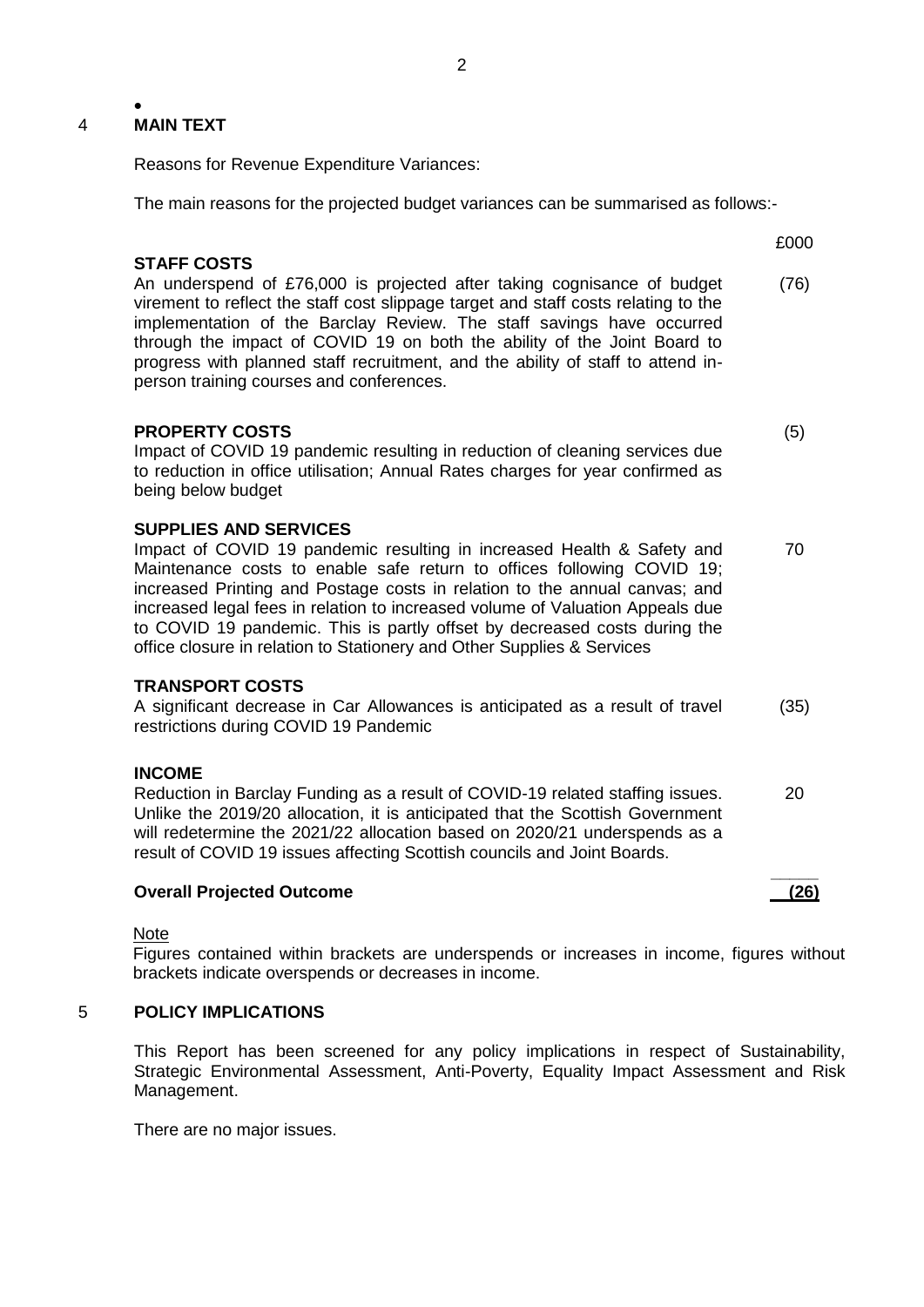## 4 MAIN TEXT

Reasons for Revenue Expenditure Variances:

The main reasons for the projected budget variances can be summarised as follows:-

| | £000 |
|---|---|
| **STAFF COSTS**<br>An underspend of £76,000 is projected after taking cognisance of budget virement to reflect the staff cost slippage target and staff costs relating to the implementation of the Barclay Review. The staff savings have occurred through the impact of COVID 19 on both the ability of the Joint Board to progress with planned staff recruitment, and the ability of staff to attend in-person training courses and conferences. | (76) |
| **PROPERTY COSTS**<br>Impact of COVID 19 pandemic resulting in reduction of cleaning services due to reduction in office utilisation; Annual Rates charges for year confirmed as being below budget | (5) |
| **SUPPLIES AND SERVICES**<br>Impact of COVID 19 pandemic resulting in increased Health & Safety and Maintenance costs to enable safe return to offices following COVID 19; increased Printing and Postage costs in relation to the annual canvas; and increased legal fees in relation to increased volume of Valuation Appeals due to COVID 19 pandemic. This is partly offset by decreased costs during the office closure in relation to Stationery and Other Supplies & Services | 70 |
| **TRANSPORT COSTS**<br>A significant decrease in Car Allowances is anticipated as a result of travel restrictions during COVID 19 Pandemic | (35) |
| **INCOME**<br>Reduction in Barclay Funding as a result of COVID-19 related staffing issues. Unlike the 2019/20 allocation, it is anticipated that the Scottish Government will redetermine the 2021/22 allocation based on 2020/21 underspends as a result of COVID 19 issues affecting Scottish councils and Joint Boards. | 20 |
| **Overall Projected Outcome** | **(26)** |

Note

Figures contained within brackets are underspends or increases in income, figures without brackets indicate overspends or decreases in income.

## 5 POLICY IMPLICATIONS

This Report has been screened for any policy implications in respect of Sustainability, Strategic Environmental Assessment, Anti-Poverty, Equality Impact Assessment and Risk Management.

There are no major issues.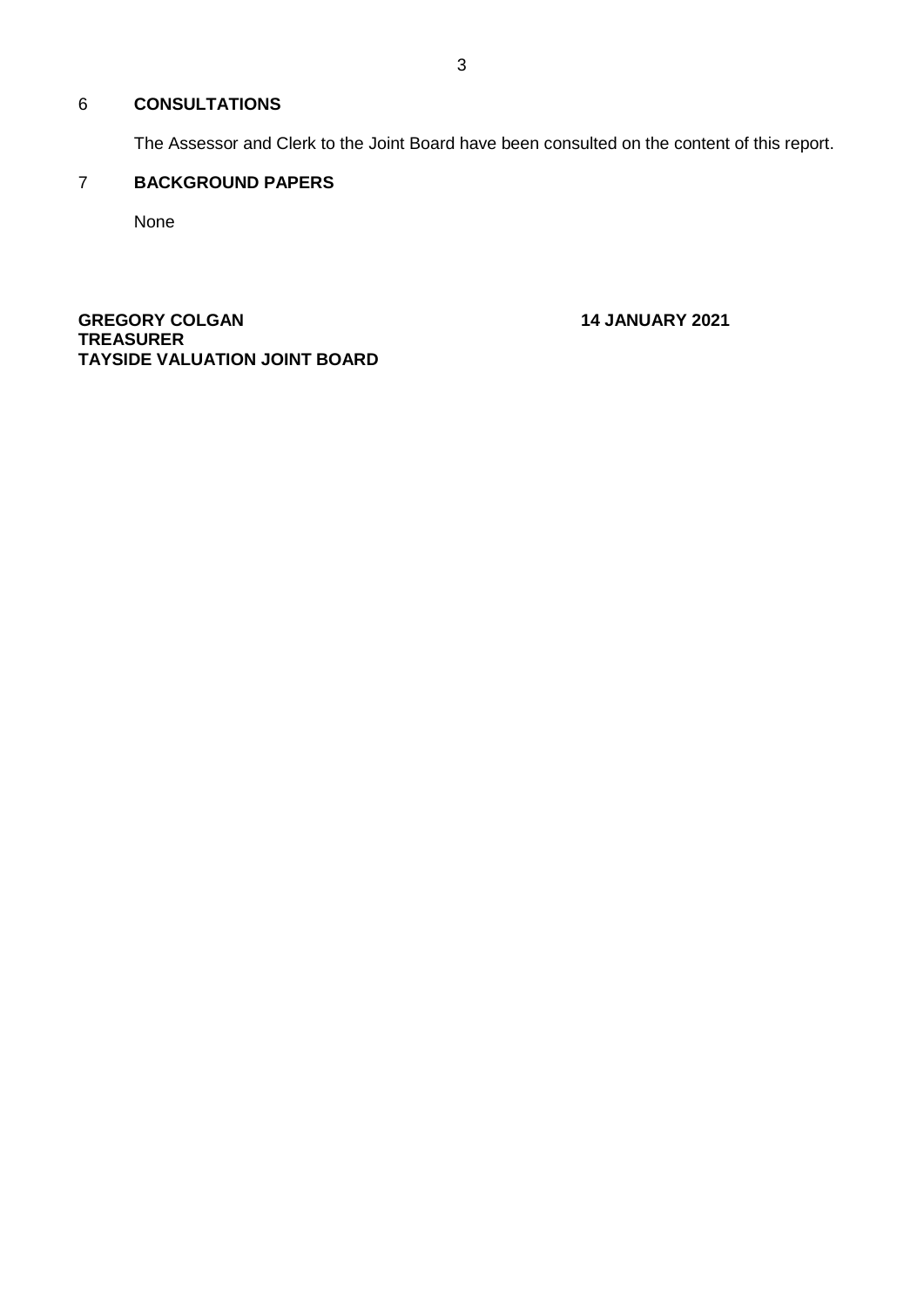## 6 CONSULTATIONS

The Assessor and Clerk to the Joint Board have been consulted on the content of this report.

## 7 BACKGROUND PAPERS

None

**GREGORY COLGAN**
**TREASURER**
**TAYSIDE VALUATION JOINT BOARD**

**14 JANUARY 2021**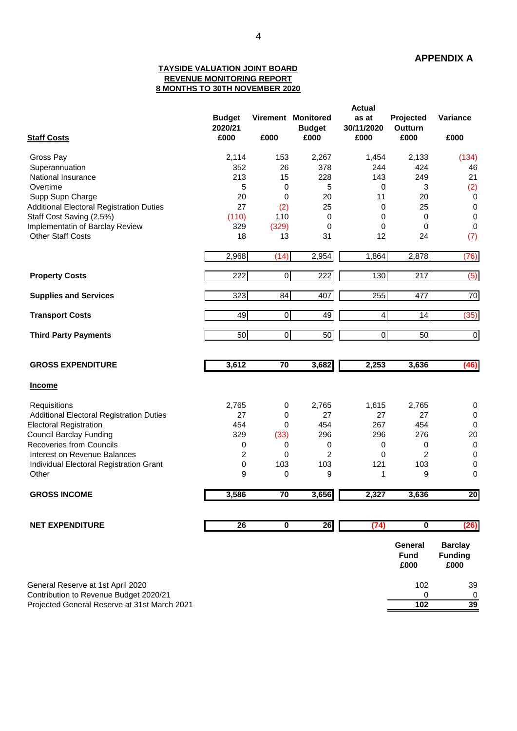**APPENDIX A**

**TAYSIDE VALUATION JOINT BOARD**
**REVENUE MONITORING REPORT**
**8 MONTHS TO 30TH NOVEMBER 2020**

| Staff Costs | Budget 2020/21 £000 | Virement £000 | Monitored Budget £000 | Actual as at 30/11/2020 £000 | Projected Outturn £000 | Variance £000 |
|---|---|---|---|---|---|---|
| Gross Pay | 2,114 | 153 | 2,267 | 1,454 | 2,133 | (134) |
| Superannuation | 352 | 26 | 378 | 244 | 424 | 46 |
| National Insurance | 213 | 15 | 228 | 143 | 249 | 21 |
| Overtime | 5 | 0 | 5 | 0 | 3 | (2) |
| Supp Supn Charge | 20 | 0 | 20 | 11 | 20 | 0 |
| Additional Electoral Registration Duties | 27 | (2) | 25 | 0 | 25 | 0 |
| Staff Cost Saving (2.5%) | (110) | 110 | 0 | 0 | 0 | 0 |
| Implementatin of Barclay Review | 329 | (329) | 0 | 0 | 0 | 0 |
| Other Staff Costs | 18 | 13 | 31 | 12 | 24 | (7) |
| | 2,968 | (14) | 2,954 | 1,864 | 2,878 | (76) |
| **Property Costs** | 222 | 0 | 222 | 130 | 217 | (5) |
| **Supplies and Services** | 323 | 84 | 407 | 255 | 477 | 70 |
| **Transport Costs** | 49 | 0 | 49 | 4 | 14 | (35) |
| **Third Party Payments** | 50 | 0 | 50 | 0 | 50 | 0 |
| **GROSS EXPENDITURE** | **3,612** | **70** | **3,682** | **2,253** | **3,636** | **(46)** |
| **Income** | | | | | | |
| Requisitions | 2,765 | 0 | 2,765 | 1,615 | 2,765 | 0 |
| Additional Electoral Registration Duties | 27 | 0 | 27 | 27 | 27 | 0 |
| Electoral Registration | 454 | 0 | 454 | 267 | 454 | 0 |
| Council Barclay Funding | 329 | (33) | 296 | 296 | 276 | 20 |
| Recoveries from Councils | 0 | 0 | 0 | 0 | 0 | 0 |
| Interest on Revenue Balances | 2 | 0 | 2 | 0 | 2 | 0 |
| Individual Electoral Registration Grant | 0 | 103 | 103 | 121 | 103 | 0 |
| Other | 9 | 0 | 9 | 1 | 9 | 0 |
| **GROSS INCOME** | **3,586** | **70** | **3,656** | **2,327** | **3,636** | **20** |
| **NET EXPENDITURE** | **26** | **0** | **26** | **(74)** | **0** | **(26)** |

| | General Fund £000 | Barclay Funding £000 |
|---|---|---|
| General Reserve at 1st April 2020 | 102 | 39 |
| Contribution to Revenue Budget 2020/21 | 0 | 0 |
| Projected General Reserve at 31st March 2021 | **102** | **39** |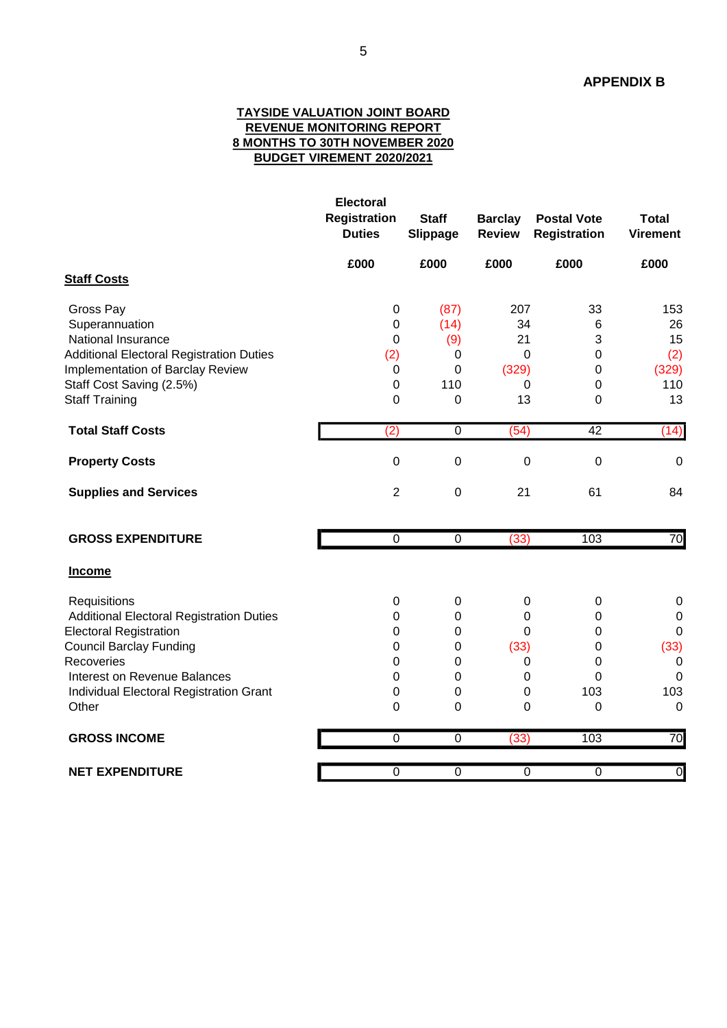**APPENDIX B**

**TAYSIDE VALUATION JOINT BOARD**
**REVENUE MONITORING REPORT**
**8 MONTHS TO 30TH NOVEMBER 2020**
**BUDGET VIREMENT 2020/2021**

| | Electoral Registration Duties | Staff Slippage | Barclay Review | Postal Vote Registration | Total Virement |
|---|---|---|---|---|---|
| | £000 | £000 | £000 | £000 | £000 |
| **Staff Costs** | | | | | |
| Gross Pay | 0 | (87) | 207 | 33 | 153 |
| Superannuation | 0 | (14) | 34 | 6 | 26 |
| National Insurance | 0 | (9) | 21 | 3 | 15 |
| Additional Electoral Registration Duties | (2) | 0 | 0 | 0 | (2) |
| Implementation of Barclay Review | 0 | 0 | (329) | 0 | (329) |
| Staff Cost Saving (2.5%) | 0 | 110 | 0 | 0 | 110 |
| Staff Training | 0 | 0 | 13 | 0 | 13 |
| **Total Staff Costs** | (2) | 0 | (54) | 42 | (14) |
| **Property Costs** | 0 | 0 | 0 | 0 | 0 |
| **Supplies and Services** | 2 | 0 | 21 | 61 | 84 |
| **GROSS EXPENDITURE** | 0 | 0 | (33) | 103 | 70 |
| **Income** | | | | | |
| Requisitions | 0 | 0 | 0 | 0 | 0 |
| Additional Electoral Registration Duties | 0 | 0 | 0 | 0 | 0 |
| Electoral Registration | 0 | 0 | 0 | 0 | 0 |
| Council Barclay Funding | 0 | 0 | (33) | 0 | (33) |
| Recoveries | 0 | 0 | 0 | 0 | 0 |
| Interest on Revenue Balances | 0 | 0 | 0 | 0 | 0 |
| Individual Electoral Registration Grant | 0 | 0 | 0 | 103 | 103 |
| Other | 0 | 0 | 0 | 0 | 0 |
| **GROSS INCOME** | 0 | 0 | (33) | 103 | 70 |
| **NET EXPENDITURE** | 0 | 0 | 0 | 0 | 0 |